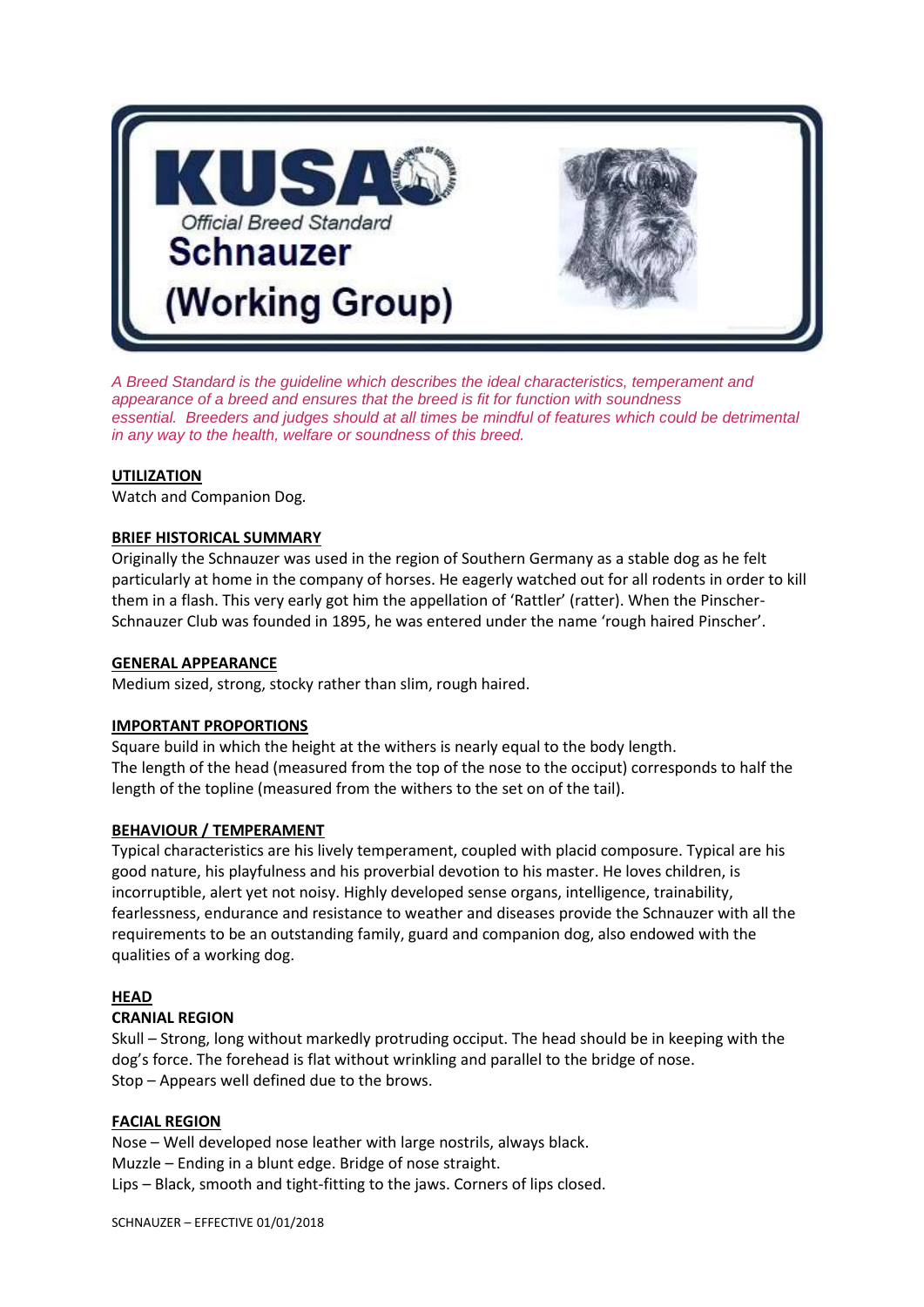# KUSA

Official Breed Standard

# Schnauzer (Working Group)

*A Breed Standard is the guideline which describes the ideal characteristics, temperament and appearance of a breed and ensures that the breed is fit for function with soundness essential. Breeders and judges should at all times be mindful of features which could be detrimental in any way to the health, welfare or soundness of this breed.*

## UTILIZATION

Watch and Companion Dog.

## BRIEF HISTORICAL SUMMARY

Originally the Schnauzer was used in the region of Southern Germany as a stable dog as he felt particularly at home in the company of horses. He eagerly watched out for all rodents in order to kill them in a flash. This very early got him the appellation of 'Rattler' (ratter). When the Pinscher-Schnauzer Club was founded in 1895, he was entered under the name 'rough haired Pinscher'.

## GENERAL APPEARANCE

Medium sized, strong, stocky rather than slim, rough haired.

## IMPORTANT PROPORTIONS

Square build in which the height at the withers is nearly equal to the body length.
The length of the head (measured from the top of the nose to the occiput) corresponds to half the length of the topline (measured from the withers to the set on of the tail).

## BEHAVIOUR / TEMPERAMENT

Typical characteristics are his lively temperament, coupled with placid composure. Typical are his good nature, his playfulness and his proverbial devotion to his master. He loves children, is incorruptible, alert yet not noisy. Highly developed sense organs, intelligence, trainability, fearlessness, endurance and resistance to weather and diseases provide the Schnauzer with all the requirements to be an outstanding family, guard and companion dog, also endowed with the qualities of a working dog.

## HEAD

### CRANIAL REGION

Skull – Strong, long without markedly protruding occiput. The head should be in keeping with the dog's force. The forehead is flat without wrinkling and parallel to the bridge of nose.
Stop – Appears well defined due to the brows.

## FACIAL REGION

Nose – Well developed nose leather with large nostrils, always black.
Muzzle – Ending in a blunt edge. Bridge of nose straight.
Lips – Black, smooth and tight-fitting to the jaws. Corners of lips closed.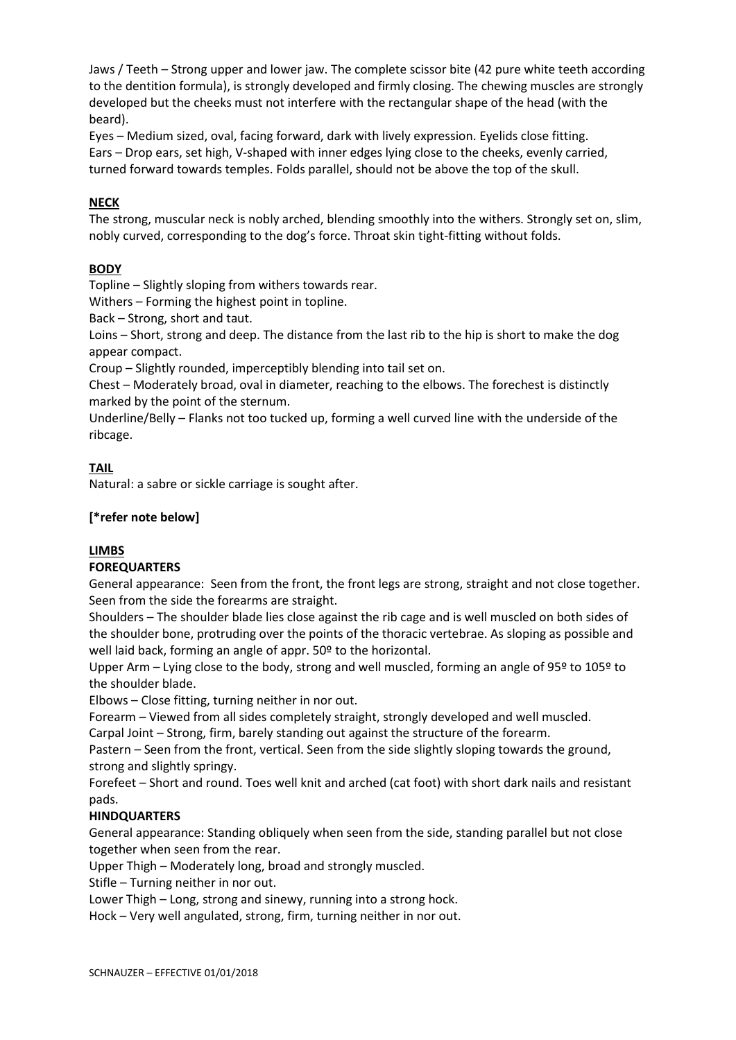Jaws / Teeth – Strong upper and lower jaw. The complete scissor bite (42 pure white teeth according to the dentition formula), is strongly developed and firmly closing. The chewing muscles are strongly developed but the cheeks must not interfere with the rectangular shape of the head (with the beard).

Eyes – Medium sized, oval, facing forward, dark with lively expression. Eyelids close fitting.

Ears – Drop ears, set high, V-shaped with inner edges lying close to the cheeks, evenly carried, turned forward towards temples. Folds parallel, should not be above the top of the skull.

**NECK**

The strong, muscular neck is nobly arched, blending smoothly into the withers. Strongly set on, slim, nobly curved, corresponding to the dog's force. Throat skin tight-fitting without folds.

**BODY**

Topline – Slightly sloping from withers towards rear.

Withers – Forming the highest point in topline.

Back – Strong, short and taut.

Loins – Short, strong and deep. The distance from the last rib to the hip is short to make the dog appear compact.

Croup – Slightly rounded, imperceptibly blending into tail set on.

Chest – Moderately broad, oval in diameter, reaching to the elbows. The forechest is distinctly marked by the point of the sternum.

Underline/Belly – Flanks not too tucked up, forming a well curved line with the underside of the ribcage.

**TAIL**

Natural: a sabre or sickle carriage is sought after.

**[*refer note below]**

**LIMBS**

**FOREQUARTERS**

General appearance: Seen from the front, the front legs are strong, straight and not close together. Seen from the side the forearms are straight.

Shoulders – The shoulder blade lies close against the rib cage and is well muscled on both sides of the shoulder bone, protruding over the points of the thoracic vertebrae. As sloping as possible and well laid back, forming an angle of appr. 50º to the horizontal.

Upper Arm – Lying close to the body, strong and well muscled, forming an angle of 95º to 105º to the shoulder blade.

Elbows – Close fitting, turning neither in nor out.

Forearm – Viewed from all sides completely straight, strongly developed and well muscled.

Carpal Joint – Strong, firm, barely standing out against the structure of the forearm.

Pastern – Seen from the front, vertical. Seen from the side slightly sloping towards the ground, strong and slightly springy.

Forefeet – Short and round. Toes well knit and arched (cat foot) with short dark nails and resistant pads.

**HINDQUARTERS**

General appearance: Standing obliquely when seen from the side, standing parallel but not close together when seen from the rear.

Upper Thigh – Moderately long, broad and strongly muscled.

Stifle – Turning neither in nor out.

Lower Thigh – Long, strong and sinewy, running into a strong hock.

Hock – Very well angulated, strong, firm, turning neither in nor out.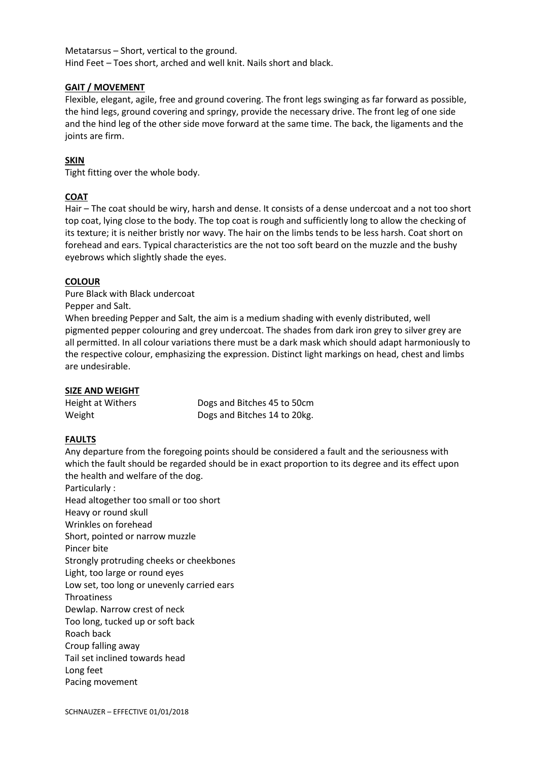Metatarsus – Short, vertical to the ground.
Hind Feet – Toes short, arched and well knit. Nails short and black.

## GAIT / MOVEMENT

Flexible, elegant, agile, free and ground covering. The front legs swinging as far forward as possible, the hind legs, ground covering and springy, provide the necessary drive. The front leg of one side and the hind leg of the other side move forward at the same time. The back, the ligaments and the joints are firm.

## SKIN

Tight fitting over the whole body.

## COAT

Hair – The coat should be wiry, harsh and dense. It consists of a dense undercoat and a not too short top coat, lying close to the body. The top coat is rough and sufficiently long to allow the checking of its texture; it is neither bristly nor wavy. The hair on the limbs tends to be less harsh. Coat short on forehead and ears. Typical characteristics are the not too soft beard on the muzzle and the bushy eyebrows which slightly shade the eyes.

## COLOUR

Pure Black with Black undercoat
Pepper and Salt.
When breeding Pepper and Salt, the aim is a medium shading with evenly distributed, well pigmented pepper colouring and grey undercoat. The shades from dark iron grey to silver grey are all permitted. In all colour variations there must be a dark mask which should adapt harmoniously to the respective colour, emphasizing the expression. Distinct light markings on head, chest and limbs are undesirable.

## SIZE AND WEIGHT

| Height at Withers | Dogs and Bitches 45 to 50cm |
|---|---|
| Weight | Dogs and Bitches 14 to 20kg. |

## FAULTS

Any departure from the foregoing points should be considered a fault and the seriousness with which the fault should be regarded should be in exact proportion to its degree and its effect upon the health and welfare of the dog.
Particularly :
Head altogether too small or too short
Heavy or round skull
Wrinkles on forehead
Short, pointed or narrow muzzle
Pincer bite
Strongly protruding cheeks or cheekbones
Light, too large or round eyes
Low set, too long or unevenly carried ears
Throatiness
Dewlap. Narrow crest of neck
Too long, tucked up or soft back
Roach back
Croup falling away
Tail set inclined towards head
Long feet
Pacing movement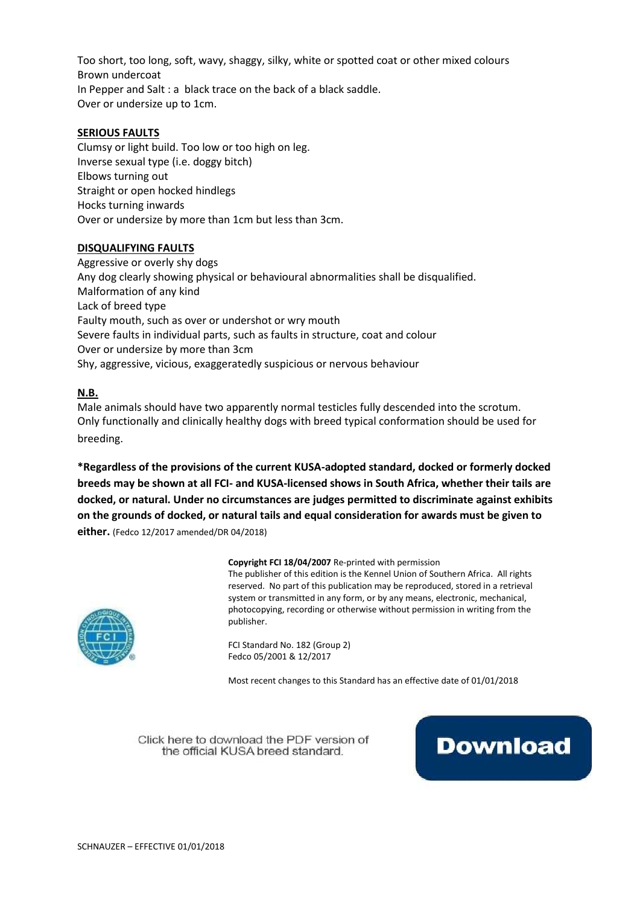Too short, too long, soft, wavy, shaggy, silky, white or spotted coat or other mixed colours
Brown undercoat
In Pepper and Salt : a black trace on the back of a black saddle.
Over or undersize up to 1cm.

**SERIOUS FAULTS**

Clumsy or light build. Too low or too high on leg.
Inverse sexual type (i.e. doggy bitch)
Elbows turning out
Straight or open hocked hindlegs
Hocks turning inwards
Over or undersize by more than 1cm but less than 3cm.

**DISQUALIFYING FAULTS**

Aggressive or overly shy dogs
Any dog clearly showing physical or behavioural abnormalities shall be disqualified.
Malformation of any kind
Lack of breed type
Faulty mouth, such as over or undershot or wry mouth
Severe faults in individual parts, such as faults in structure, coat and colour
Over or undersize by more than 3cm
Shy, aggressive, vicious, exaggeratedly suspicious or nervous behaviour

**N.B.**

Male animals should have two apparently normal testicles fully descended into the scrotum.
Only functionally and clinically healthy dogs with breed typical conformation should be used for breeding.

**\*Regardless of the provisions of the current KUSA-adopted standard, docked or formerly docked breeds may be shown at all FCI- and KUSA-licensed shows in South Africa, whether their tails are docked, or natural. Under no circumstances are judges permitted to discriminate against exhibits on the grounds of docked, or natural tails and equal consideration for awards must be given to either.** (Fedco 12/2017 amended/DR 04/2018)

**Copyright FCI 18/04/2007** Re-printed with permission
The publisher of this edition is the Kennel Union of Southern Africa. All rights reserved. No part of this publication may be reproduced, stored in a retrieval system or transmitted in any form, or by any means, electronic, mechanical, photocopying, recording or otherwise without permission in writing from the publisher.

FCI Standard No. 182 (Group 2)
Fedco 05/2001 & 12/2017

Most recent changes to this Standard has an effective date of 01/01/2018

Click here to download the PDF version of the official KUSA breed standard.

Download

SCHNAUZER – EFFECTIVE 01/01/2018